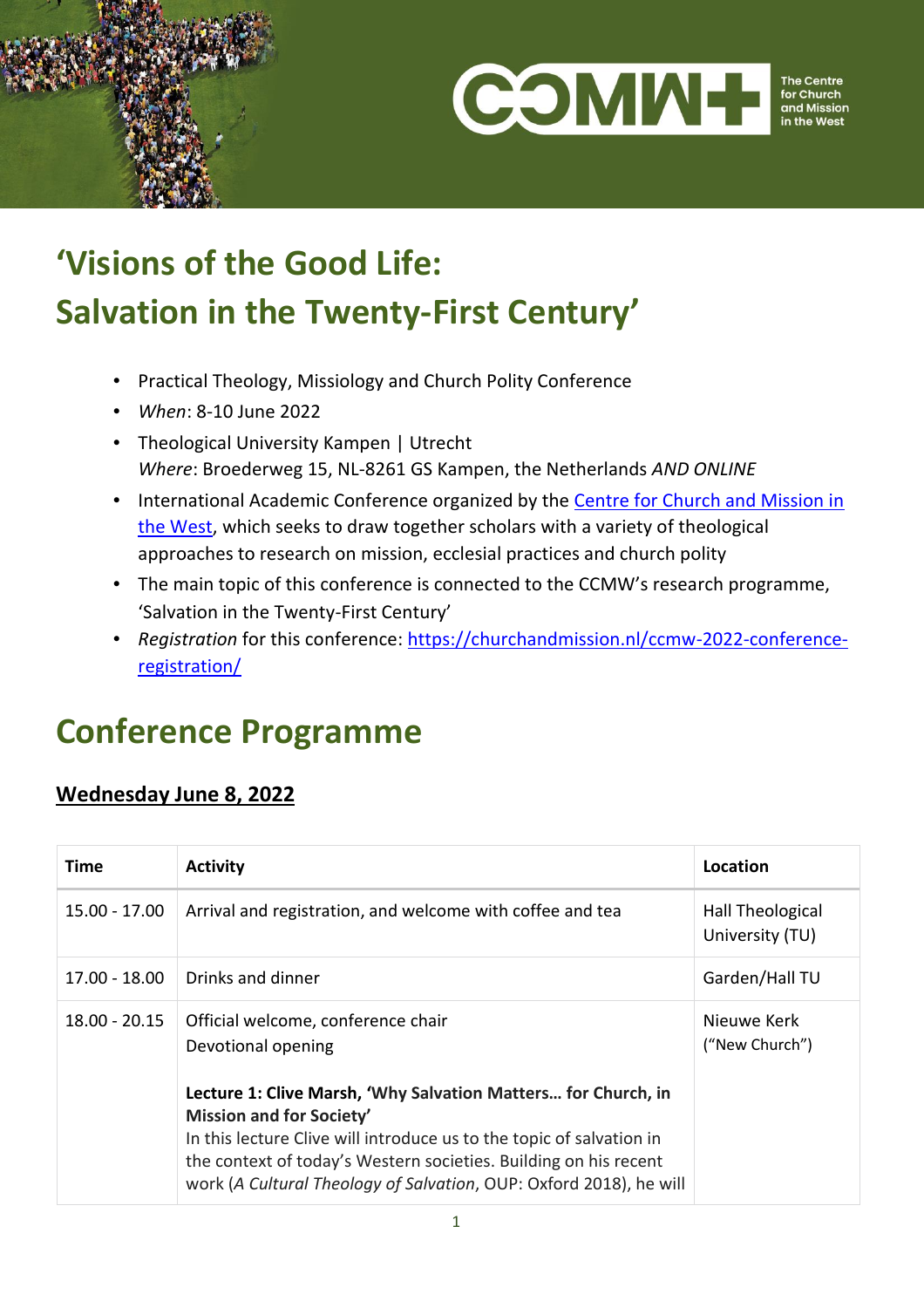# 'Visions of the Good Life: Salvation in the Twenty-First Century'

- Practical Theology, Missiology and Church Polity Conference
- *When*: 8-10 June 2022
- Theological University Kampen | Utrecht
  *Where*: Broederweg 15, NL-8261 GS Kampen, the Netherlands *AND ONLINE*
- International Academic Conference organized by the [Centre for Church and Mission in the West](), which seeks to draw together scholars with a variety of theological approaches to research on mission, ecclesial practices and church polity
- The main topic of this conference is connected to the CCMW's research programme, 'Salvation in the Twenty-First Century'
- *Registration* for this conference: https://churchandmission.nl/ccmw-2022-conference-registration/

## Conference Programme

### Wednesday June 8, 2022

| Time | Activity | Location |
|---|---|---|
| 15.00 - 17.00 | Arrival and registration, and welcome with coffee and tea | Hall Theological University (TU) |
| 17.00 - 18.00 | Drinks and dinner | Garden/Hall TU |
| 18.00 - 20.15 | Official welcome, conference chair<br>Devotional opening<br><br>**Lecture 1: Clive Marsh, 'Why Salvation Matters… for Church, in Mission and for Society'**<br>In this lecture Clive will introduce us to the topic of salvation in the context of today's Western societies. Building on his recent work (*A Cultural Theology of Salvation*, OUP: Oxford 2018), he will | Nieuwe Kerk ("New Church") |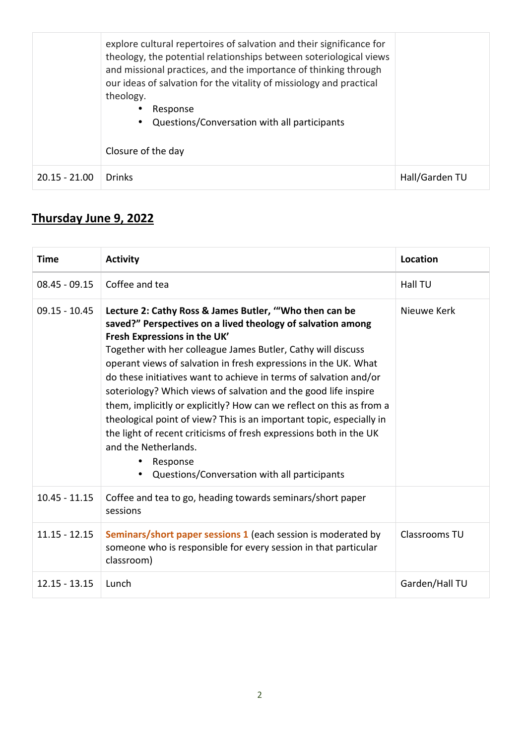| | | |
|---|---|---|
| | explore cultural repertoires of salvation and their significance for theology, the potential relationships between soteriological views and missional practices, and the importance of thinking through our ideas of salvation for the vitality of missiology and practical theology.<br>• Response<br>• Questions/Conversation with all participants<br><br>Closure of the day | |
| 20.15 - 21.00 | Drinks | Hall/Garden TU |

## Thursday June 9, 2022

| Time | Activity | Location |
|---|---|---|
| 08.45 - 09.15 | Coffee and tea | Hall TU |
| 09.15 - 10.45 | **Lecture 2: Cathy Ross & James Butler, '"Who then can be saved?" Perspectives on a lived theology of salvation among Fresh Expressions in the UK'**<br>Together with her colleague James Butler, Cathy will discuss operant views of salvation in fresh expressions in the UK. What do these initiatives want to achieve in terms of salvation and/or soteriology? Which views of salvation and the good life inspire them, implicitly or explicitly? How can we reflect on this as from a theological point of view? This is an important topic, especially in the light of recent criticisms of fresh expressions both in the UK and the Netherlands.<br>• Response<br>• Questions/Conversation with all participants | Nieuwe Kerk |
| 10.45 - 11.15 | Coffee and tea to go, heading towards seminars/short paper sessions | |
| 11.15 - 12.15 | Seminars/short paper sessions 1 (each session is moderated by someone who is responsible for every session in that particular classroom) | Classrooms TU |
| 12.15 - 13.15 | Lunch | Garden/Hall TU |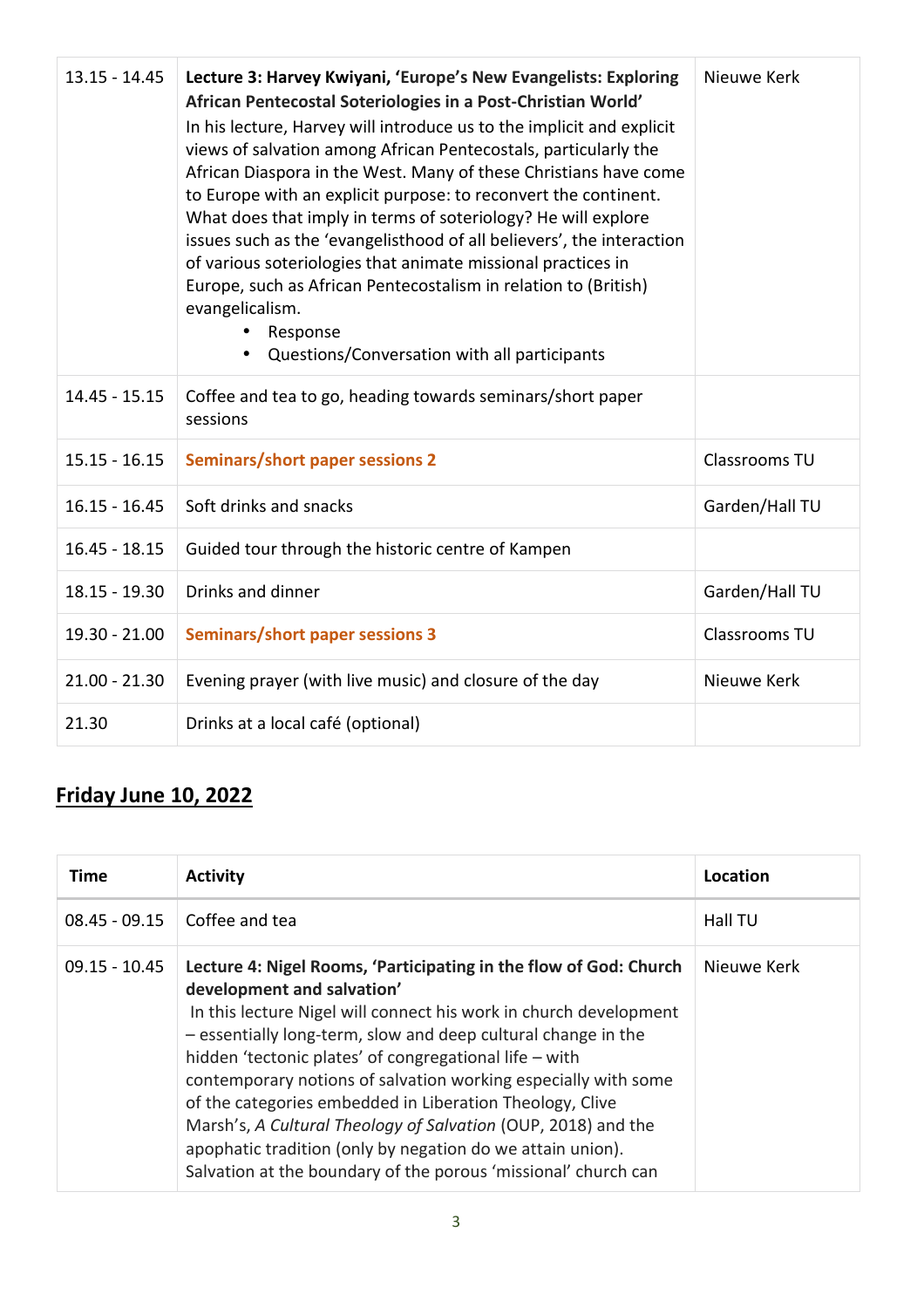| | | |
|---|---|---|
| 13.15 - 14.45 | **Lecture 3: Harvey Kwiyani, 'Europe's New Evangelists: Exploring African Pentecostal Soteriologies in a Post-Christian World'** In his lecture, Harvey will introduce us to the implicit and explicit views of salvation among African Pentecostals, particularly the African Diaspora in the West. Many of these Christians have come to Europe with an explicit purpose: to reconvert the continent. What does that imply in terms of soteriology? He will explore issues such as the 'evangelisthood of all believers', the interaction of various soteriologies that animate missional practices in Europe, such as African Pentecostalism in relation to (British) evangelicalism. <br>• Response <br>• Questions/Conversation with all participants | Nieuwe Kerk |
| 14.45 - 15.15 | Coffee and tea to go, heading towards seminars/short paper sessions | |
| 15.15 - 16.15 | **Seminars/short paper sessions 2** | Classrooms TU |
| 16.15 - 16.45 | Soft drinks and snacks | Garden/Hall TU |
| 16.45 - 18.15 | Guided tour through the historic centre of Kampen | |
| 18.15 - 19.30 | Drinks and dinner | Garden/Hall TU |
| 19.30 - 21.00 | **Seminars/short paper sessions 3** | Classrooms TU |
| 21.00 - 21.30 | Evening prayer (with live music) and closure of the day | Nieuwe Kerk |
| 21.30 | Drinks at a local café (optional) | |

## Friday June 10, 2022

| Time | Activity | Location |
|---|---|---|
| 08.45 - 09.15 | Coffee and tea | Hall TU |
| 09.15 - 10.45 | **Lecture 4: Nigel Rooms, 'Participating in the flow of God: Church development and salvation'** In this lecture Nigel will connect his work in church development – essentially long-term, slow and deep cultural change in the hidden 'tectonic plates' of congregational life – with contemporary notions of salvation working especially with some of the categories embedded in Liberation Theology, Clive Marsh's, *A Cultural Theology of Salvation* (OUP, 2018) and the apophatic tradition (only by negation do we attain union). Salvation at the boundary of the porous 'missional' church can | Nieuwe Kerk |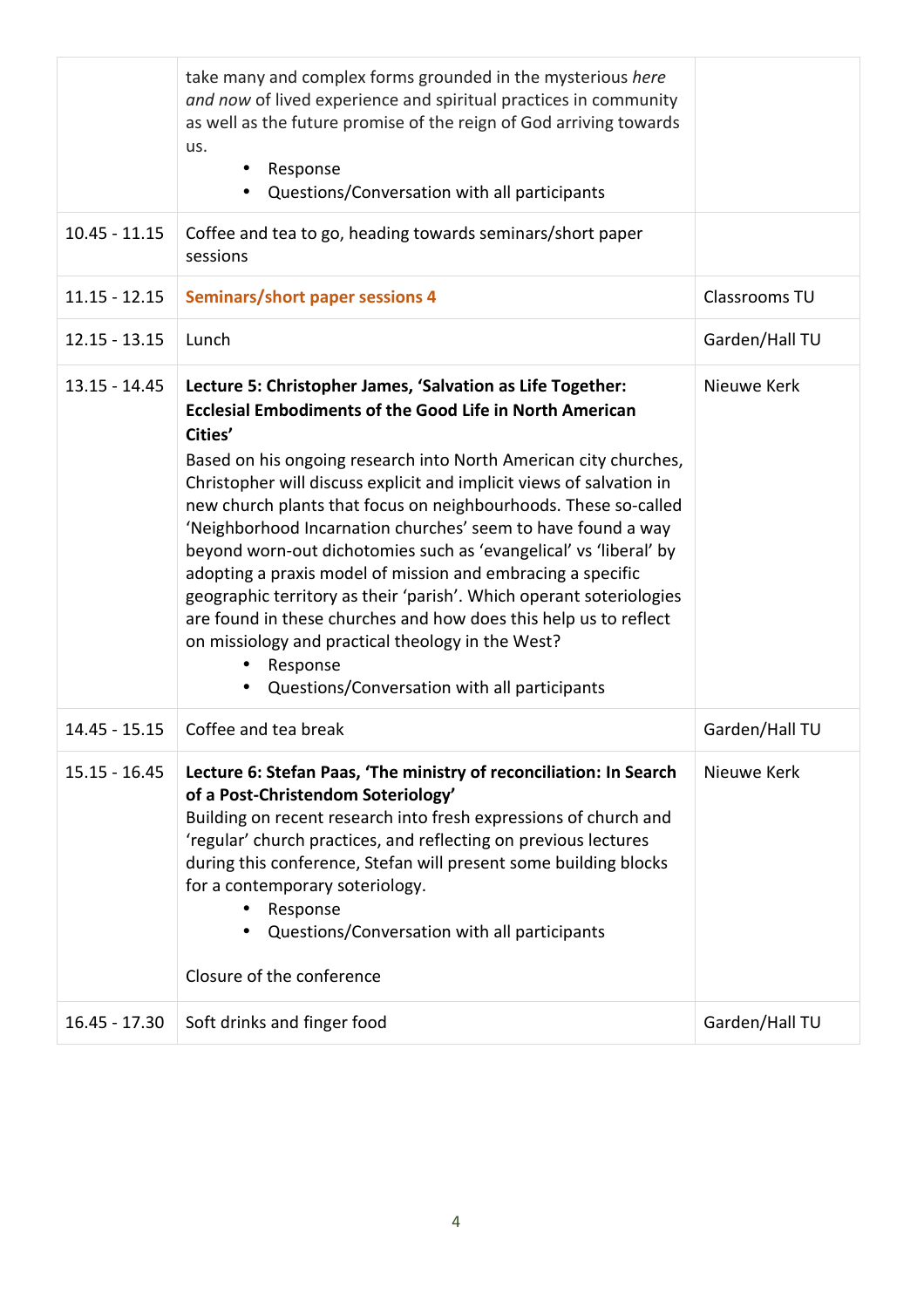| | | |
|---|---|---|
| | take many and complex forms grounded in the mysterious *here and now* of lived experience and spiritual practices in community as well as the future promise of the reign of God arriving towards us.<br>• Response<br>• Questions/Conversation with all participants | |
| 10.45 - 11.15 | Coffee and tea to go, heading towards seminars/short paper sessions | |
| 11.15 - 12.15 | **Seminars/short paper sessions 4** | Classrooms TU |
| 12.15 - 13.15 | Lunch | Garden/Hall TU |
| 13.15 - 14.45 | **Lecture 5: Christopher James, 'Salvation as Life Together: Ecclesial Embodiments of the Good Life in North American Cities'**<br>Based on his ongoing research into North American city churches, Christopher will discuss explicit and implicit views of salvation in new church plants that focus on neighbourhoods. These so-called 'Neighborhood Incarnation churches' seem to have found a way beyond worn-out dichotomies such as 'evangelical' vs 'liberal' by adopting a praxis model of mission and embracing a specific geographic territory as their 'parish'. Which operant soteriologies are found in these churches and how does this help us to reflect on missiology and practical theology in the West?<br>• Response<br>• Questions/Conversation with all participants | Nieuwe Kerk |
| 14.45 - 15.15 | Coffee and tea break | Garden/Hall TU |
| 15.15 - 16.45 | **Lecture 6: Stefan Paas, 'The ministry of reconciliation: In Search of a Post-Christendom Soteriology'**<br>Building on recent research into fresh expressions of church and 'regular' church practices, and reflecting on previous lectures during this conference, Stefan will present some building blocks for a contemporary soteriology.<br>• Response<br>• Questions/Conversation with all participants<br><br>Closure of the conference | Nieuwe Kerk |
| 16.45 - 17.30 | Soft drinks and finger food | Garden/Hall TU |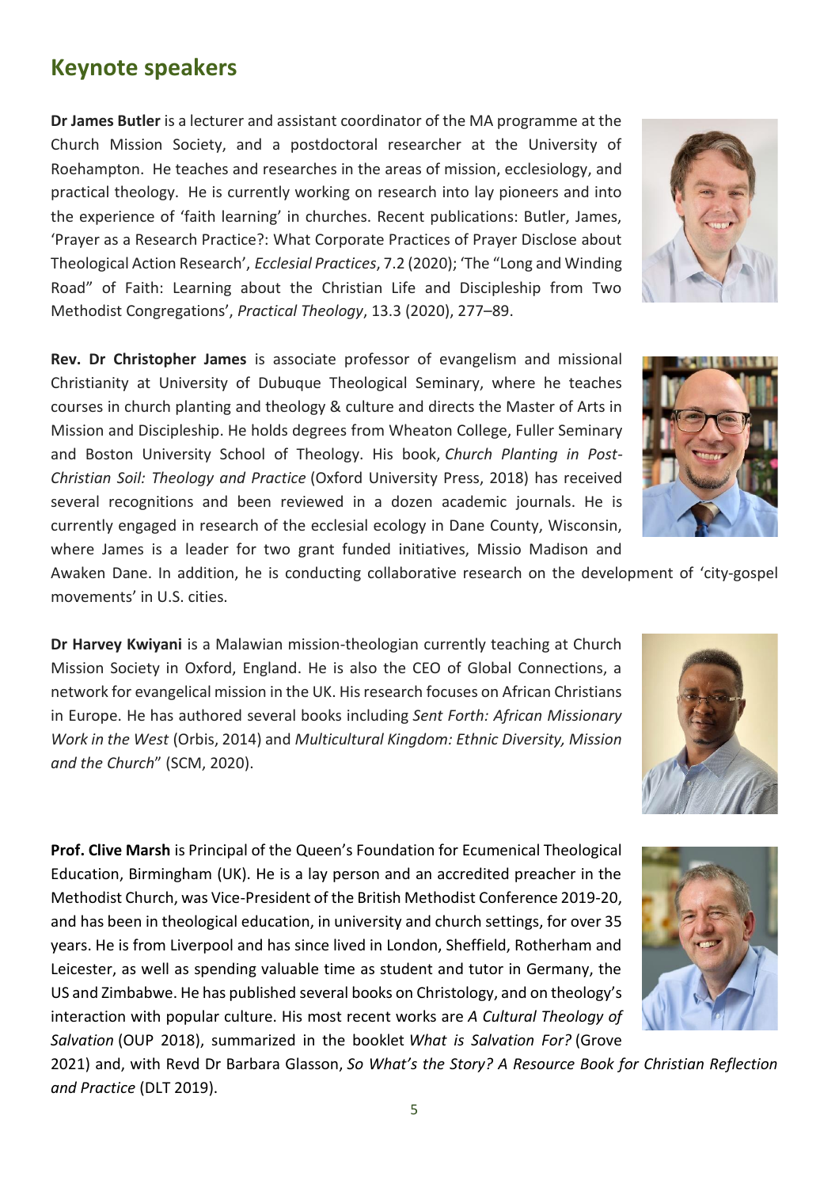## Keynote speakers

**Dr James Butler** is a lecturer and assistant coordinator of the MA programme at the Church Mission Society, and a postdoctoral researcher at the University of Roehampton. He teaches and researches in the areas of mission, ecclesiology, and practical theology. He is currently working on research into lay pioneers and into the experience of 'faith learning' in churches. Recent publications: Butler, James, 'Prayer as a Research Practice?: What Corporate Practices of Prayer Disclose about Theological Action Research', *Ecclesial Practices*, 7.2 (2020); 'The "Long and Winding Road" of Faith: Learning about the Christian Life and Discipleship from Two Methodist Congregations', *Practical Theology*, 13.3 (2020), 277–89.

**Rev. Dr Christopher James** is associate professor of evangelism and missional Christianity at University of Dubuque Theological Seminary, where he teaches courses in church planting and theology & culture and directs the Master of Arts in Mission and Discipleship. He holds degrees from Wheaton College, Fuller Seminary and Boston University School of Theology. His book, *Church Planting in Post-Christian Soil: Theology and Practice* (Oxford University Press, 2018) has received several recognitions and been reviewed in a dozen academic journals. He is currently engaged in research of the ecclesial ecology in Dane County, Wisconsin, where James is a leader for two grant funded initiatives, Missio Madison and Awaken Dane. In addition, he is conducting collaborative research on the development of 'city-gospel movements' in U.S. cities.

**Dr Harvey Kwiyani** is a Malawian mission-theologian currently teaching at Church Mission Society in Oxford, England. He is also the CEO of Global Connections, a network for evangelical mission in the UK. His research focuses on African Christians in Europe. He has authored several books including *Sent Forth: African Missionary Work in the West* (Orbis, 2014) and *Multicultural Kingdom: Ethnic Diversity, Mission and the Church*" (SCM, 2020).

**Prof. Clive Marsh** is Principal of the Queen's Foundation for Ecumenical Theological Education, Birmingham (UK). He is a lay person and an accredited preacher in the Methodist Church, was Vice-President of the British Methodist Conference 2019-20, and has been in theological education, in university and church settings, for over 35 years. He is from Liverpool and has since lived in London, Sheffield, Rotherham and Leicester, as well as spending valuable time as student and tutor in Germany, the US and Zimbabwe. He has published several books on Christology, and on theology's interaction with popular culture. His most recent works are *A Cultural Theology of Salvation* (OUP 2018), summarized in the booklet *What is Salvation For?* (Grove 2021) and, with Revd Dr Barbara Glasson, *So What's the Story? A Resource Book for Christian Reflection and Practice* (DLT 2019).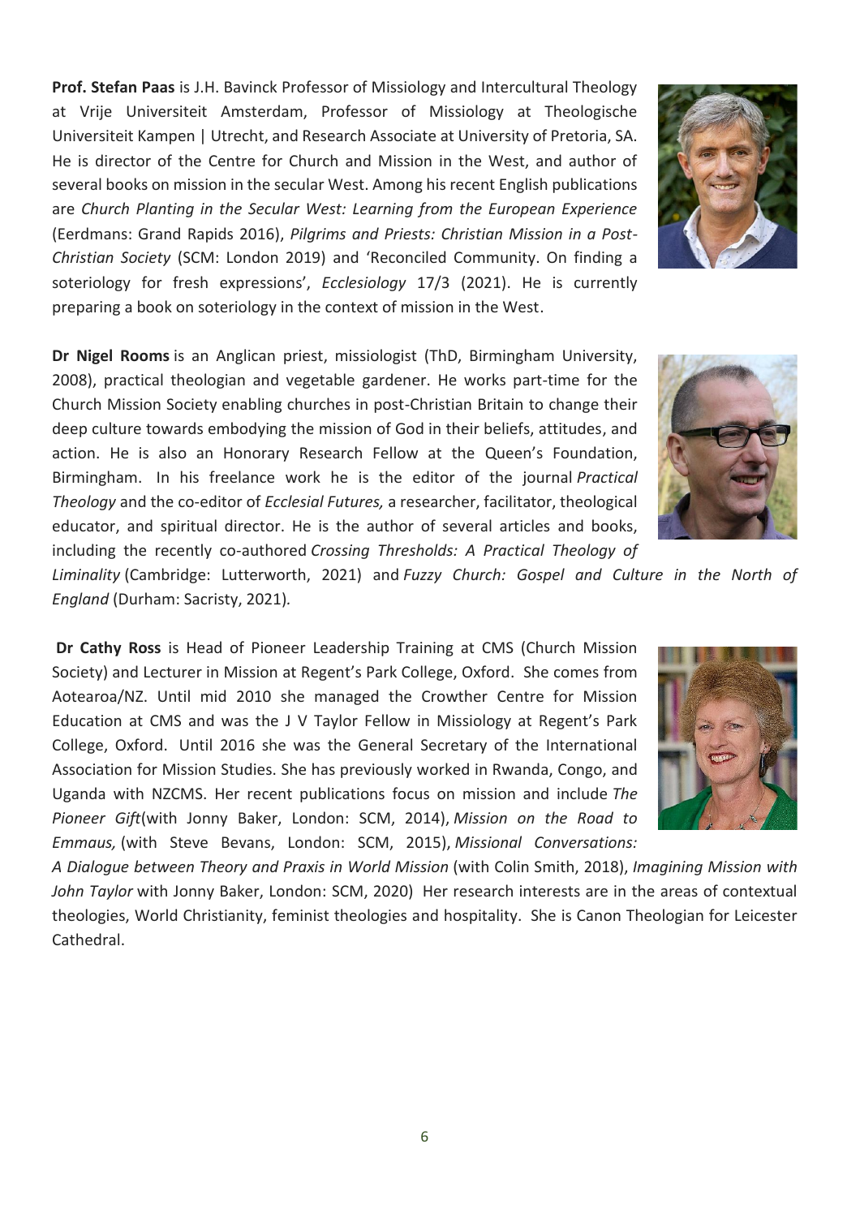**Prof. Stefan Paas** is J.H. Bavinck Professor of Missiology and Intercultural Theology at Vrije Universiteit Amsterdam, Professor of Missiology at Theologische Universiteit Kampen | Utrecht, and Research Associate at University of Pretoria, SA. He is director of the Centre for Church and Mission in the West, and author of several books on mission in the secular West. Among his recent English publications are *Church Planting in the Secular West: Learning from the European Experience* (Eerdmans: Grand Rapids 2016), *Pilgrims and Priests: Christian Mission in a Post-Christian Society* (SCM: London 2019) and 'Reconciled Community. On finding a soteriology for fresh expressions', *Ecclesiology* 17/3 (2021). He is currently preparing a book on soteriology in the context of mission in the West.

**Dr Nigel Rooms** is an Anglican priest, missiologist (ThD, Birmingham University, 2008), practical theologian and vegetable gardener. He works part-time for the Church Mission Society enabling churches in post-Christian Britain to change their deep culture towards embodying the mission of God in their beliefs, attitudes, and action. He is also an Honorary Research Fellow at the Queen's Foundation, Birmingham. In his freelance work he is the editor of the journal *Practical Theology* and the co-editor of *Ecclesial Futures,* a researcher, facilitator, theological educator, and spiritual director. He is the author of several articles and books, including the recently co-authored *Crossing Thresholds: A Practical Theology of Liminality* (Cambridge: Lutterworth, 2021) and *Fuzzy Church: Gospel and Culture in the North of England* (Durham: Sacristy, 2021).

**Dr Cathy Ross** is Head of Pioneer Leadership Training at CMS (Church Mission Society) and Lecturer in Mission at Regent's Park College, Oxford. She comes from Aotearoa/NZ. Until mid 2010 she managed the Crowther Centre for Mission Education at CMS and was the J V Taylor Fellow in Missiology at Regent's Park College, Oxford. Until 2016 she was the General Secretary of the International Association for Mission Studies. She has previously worked in Rwanda, Congo, and Uganda with NZCMS. Her recent publications focus on mission and include *The Pioneer Gift*(with Jonny Baker, London: SCM, 2014), *Mission on the Road to Emmaus,* (with Steve Bevans, London: SCM, 2015), *Missional Conversations: A Dialogue between Theory and Praxis in World Mission* (with Colin Smith, 2018), *Imagining Mission with John Taylor* with Jonny Baker, London: SCM, 2020) Her research interests are in the areas of contextual theologies, World Christianity, feminist theologies and hospitality. She is Canon Theologian for Leicester Cathedral.